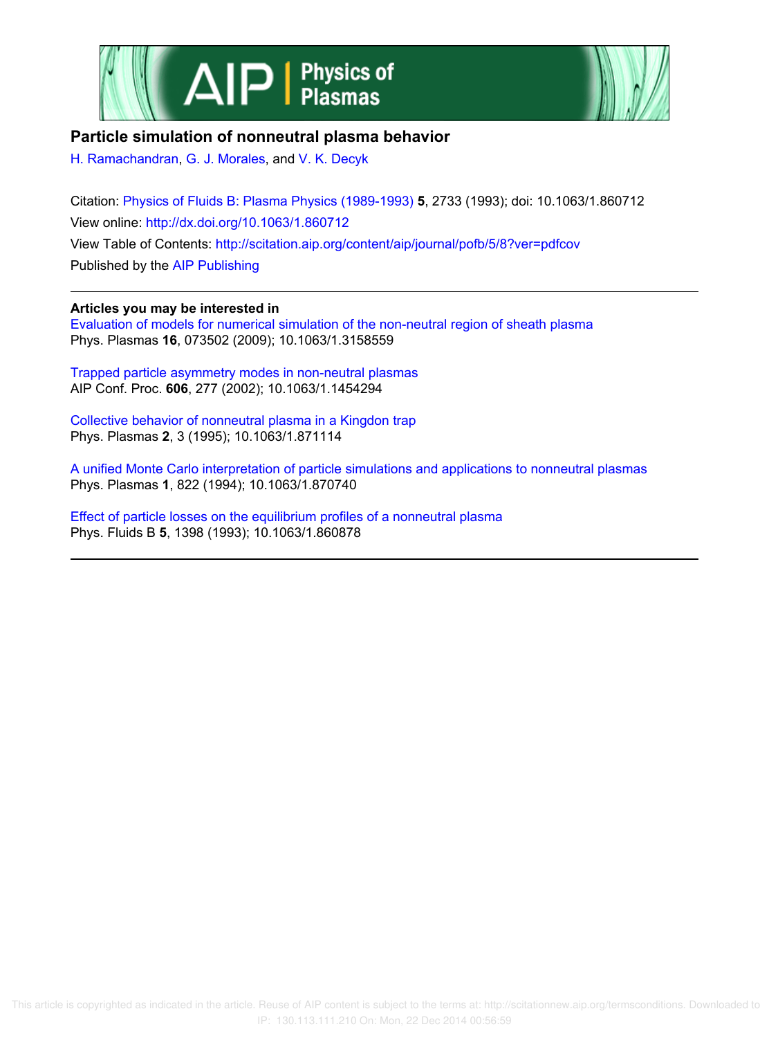# Particle simulation of nonneutral plasma behavior

H. Ramachandran, G. J. Morales, and V. K. Decyk

Citation: Physics of Fluids B: Plasma Physics (1989-1993) **5**, 2733 (1993); doi: 10.1063/1.860712

View online: http://dx.doi.org/10.1063/1.860712

View Table of Contents: http://scitation.aip.org/content/aip/journal/pofb/5/8?ver=pdfcov

Published by the AIP Publishing

---

**Articles you may be interested in**

Evaluation of models for numerical simulation of the non-neutral region of sheath plasma
Phys. Plasmas **16**, 073502 (2009); 10.1063/1.3158559

Trapped particle asymmetry modes in non-neutral plasmas
AIP Conf. Proc. **606**, 277 (2002); 10.1063/1.1454294

Collective behavior of nonneutral plasma in a Kingdon trap
Phys. Plasmas **2**, 3 (1995); 10.1063/1.871114

A unified Monte Carlo interpretation of particle simulations and applications to nonneutral plasmas
Phys. Plasmas **1**, 822 (1994); 10.1063/1.870740

Effect of particle losses on the equilibrium profiles of a nonneutral plasma
Phys. Fluids B **5**, 1398 (1993); 10.1063/1.860878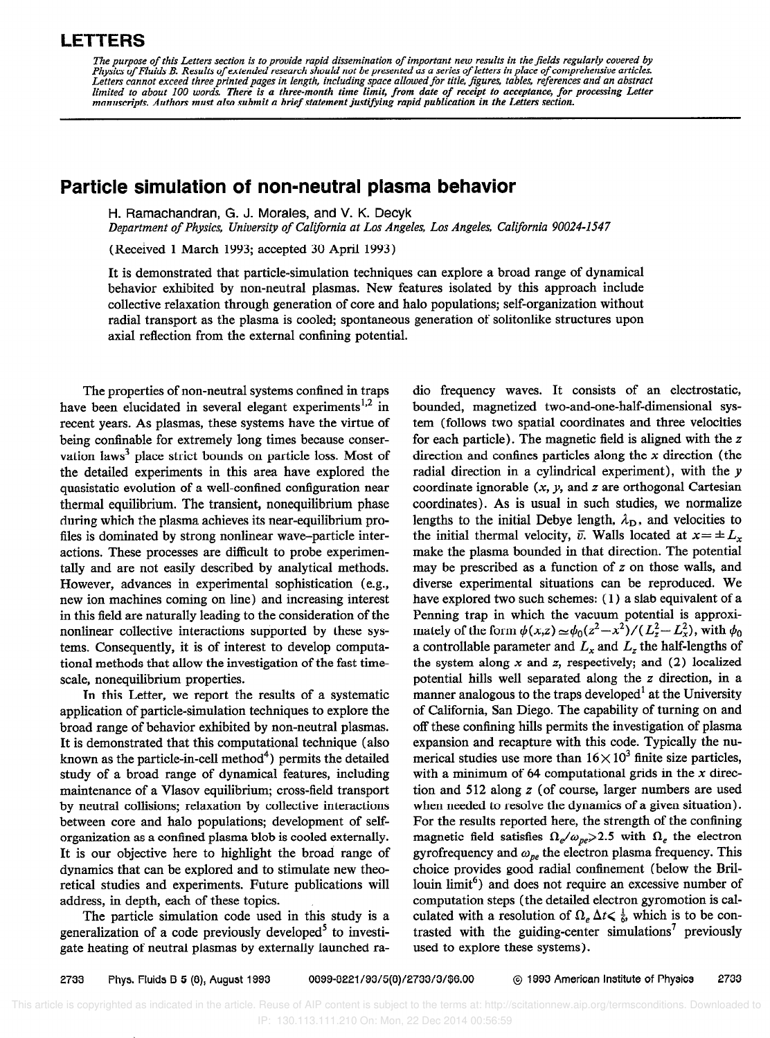# LETTERS

*The purpose of this Letters section is to provide rapid dissemination of important new results in the fields regularly covered by Physics of Fluids B. Results of extended research should not be presented as a series of letters in place of comprehensive articles. Letters cannot exceed three printed pages in length, including space allowed for title, figures, tables, references and an abstract limited to about 100 words. There is a three-month time limit, from date of receipt to acceptance, for processing Letter manuscripts. Authors must also submit a brief statement justifying rapid publication in the Letters section.*

## Particle simulation of non-neutral plasma behavior

H. Ramachandran, G. J. Morales, and V. K. Decyk

*Department of Physics, University of California at Los Angeles, Los Angeles, California 90024-1547*

(Received 1 March 1993; accepted 30 April 1993)

It is demonstrated that particle-simulation techniques can explore a broad range of dynamical behavior exhibited by non-neutral plasmas. New features isolated by this approach include collective relaxation through generation of core and halo populations; self-organization without radial transport as the plasma is cooled; spontaneous generation of solitonlike structures upon axial reflection from the external confining potential.

The properties of non-neutral systems confined in traps have been elucidated in several elegant experiments[1,2] in recent years. As plasmas, these systems have the virtue of being confinable for extremely long times because conservation laws[3] place strict bounds on particle loss. Most of the detailed experiments in this area have explored the quasistatic evolution of a well-confined configuration near thermal equilibrium. The transient, nonequilibrium phase during which the plasma achieves its near-equilibrium profiles is dominated by strong nonlinear wave–particle interactions. These processes are difficult to probe experimentally and are not easily described by analytical methods. However, advances in experimental sophistication (e.g., new ion machines coming on line) and increasing interest in this field are naturally leading to the consideration of the nonlinear collective interactions supported by these systems. Consequently, it is of interest to develop computational methods that allow the investigation of the fast time-scale, nonequilibrium properties.

In this Letter, we report the results of a systematic application of particle-simulation techniques to explore the broad range of behavior exhibited by non-neutral plasmas. It is demonstrated that this computational technique (also known as the particle-in-cell method[4]) permits the detailed study of a broad range of dynamical features, including maintenance of a Vlasov equilibrium; cross-field transport by neutral collisions; relaxation by collective interactions between core and halo populations; development of self-organization as a confined plasma blob is cooled externally. It is our objective here to highlight the broad range of dynamics that can be explored and to stimulate new theoretical studies and experiments. Future publications will address, in depth, each of these topics.

The particle simulation code used in this study is a generalization of a code previously developed[5] to investigate heating of neutral plasmas by externally launched radio frequency waves. It consists of an electrostatic, bounded, magnetized two-and-one-half-dimensional system (follows two spatial coordinates and three velocities for each particle). The magnetic field is aligned with the $z$ direction and confines particles along the $x$ direction (the radial direction in a cylindrical experiment), with the $y$ coordinate ignorable ($x$, $y$, and $z$ are orthogonal Cartesian coordinates). As is usual in such studies, we normalize lengths to the initial Debye length, $\lambda_D$, and velocities to the initial thermal velocity, $\bar{v}$. Walls located at $x=\pm L_x$ make the plasma bounded in that direction. The potential may be prescribed as a function of $z$ on those walls, and diverse experimental situations can be reproduced. We have explored two such schemes: (1) a slab equivalent of a Penning trap in which the vacuum potential is approximately of the form $\phi(x,z)\simeq\phi_0(z^2-x^2)/(L_z^2-L_x^2)$, with $\phi_0$ a controllable parameter and $L_x$ and $L_z$ the half-lengths of the system along $x$ and $z$, respectively; and (2) localized potential hills well separated along the $z$ direction, in a manner analogous to the traps developed[1] at the University of California, San Diego. The capability of turning on and off these confining hills permits the investigation of plasma expansion and recapture with this code. Typically the numerical studies use more than $16\times10^3$ finite size particles, with a minimum of 64 computational grids in the $x$ direction and 512 along $z$ (of course, larger numbers are used when needed to resolve the dynamics of a given situation). For the results reported here, the strength of the confining magnetic field satisfies $\Omega_e/\omega_{pe}>2.5$ with $\Omega_e$ the electron gyrofrequency and $\omega_{pe}$ the electron plasma frequency. This choice provides good radial confinement (below the Brillouin limit[6]) and does not require an excessive number of computation steps (the detailed electron gyromotion is calculated with a resolution of $\Omega_e\Delta t\leqslant\frac{1}{6}$, which is to be contrasted with the guiding-center simulations[7] previously used to explore these systems).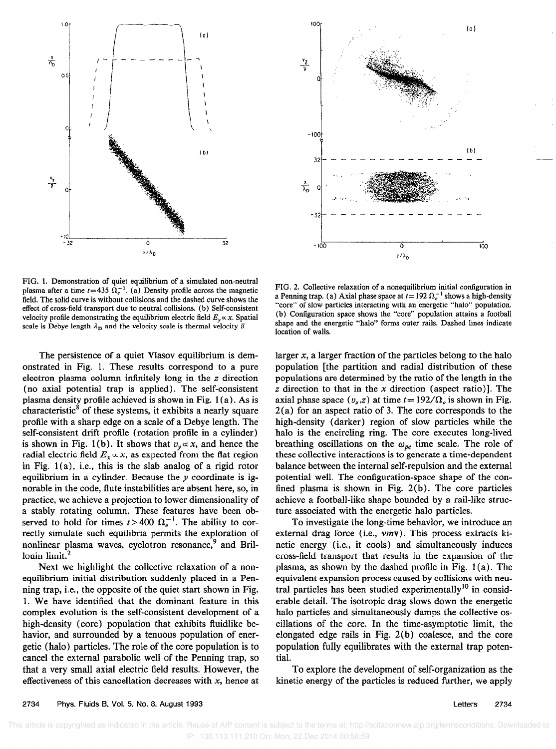FIG. 1. Demonstration of quiet equilibrium of a simulated non-neutral plasma after a time $t=435\ \Omega_e^{-1}$. (a) Density profile across the magnetic field. The solid curve is without collisions and the dashed curve shows the effect of cross-field transport due to neutral collisions. (b) Self-consistent velocity profile demonstrating the equilibrium electric field $E_y \propto x$. Spatial scale is Debye length $\lambda_D$ and the velocity scale is thermal velocity $\bar{v}$.

FIG. 2. Collective relaxation of a nonequilibrium initial configuration in a Penning trap. (a) Axial phase space at $t=192\ \Omega_e^{-1}$ shows a high-density "core" of slow particles interacting with an energetic "halo" population. (b) Configuration space shows the "core" population attains a football shape and the energetic "halo" forms outer rails. Dashed lines indicate location of walls.

The persistence of a quiet Vlasov equilibrium is demonstrated in Fig. 1. These results correspond to a pure electron plasma column infinitely long in the $z$ direction (no axial potential trap is applied). The self-consistent plasma density profile achieved is shown in Fig. 1(a). As is characteristic[8] of these systems, it exhibits a nearly square profile with a sharp edge on a scale of a Debye length. The self-consistent drift profile (rotation profile in a cylinder) is shown in Fig. 1(b). It shows that $v_y \propto x$, and hence the radial electric field $E_x \propto x$, as expected from the flat region in Fig. 1(a), i.e., this is the slab analog of a rigid rotor equilibrium in a cylinder. Because the $y$ coordinate is ignorable in the code, flute instabilities are absent here, so, in practice, we achieve a projection to lower dimensionality of a stably rotating column. These features have been observed to hold for times $t > 400\ \Omega_e^{-1}$. The ability to correctly simulate such equilibria permits the exploration of nonlinear plasma waves, cyclotron resonance,[9] and Brillouin limit.[2]

Next we highlight the collective relaxation of a nonequilibrium initial distribution suddenly placed in a Penning trap, i.e., the opposite of the quiet start shown in Fig. 1. We have identified that the dominant feature in this complex evolution is the self-consistent development of a high-density (core) population that exhibits fluidlike behavior, and surrounded by a tenuous population of energetic (halo) particles. The role of the core population is to cancel the external parabolic well of the Penning trap, so that a very small axial electric field results. However, the effectiveness of this cancellation decreases with $x$, hence at larger $x$, a larger fraction of the particles belong to the halo population [the partition and radial distribution of these populations are determined by the ratio of the length in the $z$ direction to that in the $x$ direction (aspect ratio)]. The axial phase space $(v_z, z)$ at time $t=192/\Omega_e$ is shown in Fig. 2(a) for an aspect ratio of 3. The core corresponds to the high-density (darker) region of slow particles while the halo is the encircling ring. The core executes long-lived breathing oscillations on the $\omega_{pe}$ time scale. The role of these collective interactions is to generate a time-dependent balance between the internal self-repulsion and the external potential well. The configuration-space shape of the confined plasma is shown in Fig. 2(b). The core particles achieve a football-like shape bounded by a rail-like structure associated with the energetic halo particles.

To investigate the long-time behavior, we introduce an external drag force (i.e., $\nu m \mathbf{v}$). This process extracts kinetic energy (i.e., it cools) and simultaneously induces cross-field transport that results in the expansion of the plasma, as shown by the dashed profile in Fig. 1(a). The equivalent expansion process caused by collisions with neutral particles has been studied experimentally[10] in considerable detail. The isotropic drag slows down the energetic halo particles and simultaneously damps the collective oscillations of the core. In the time-asymptotic limit, the elongated edge rails in Fig. 2(b) coalesce, and the core population fully equilibrates with the external trap potential.

To explore the development of self-organization as the kinetic energy of the particles is reduced further, we apply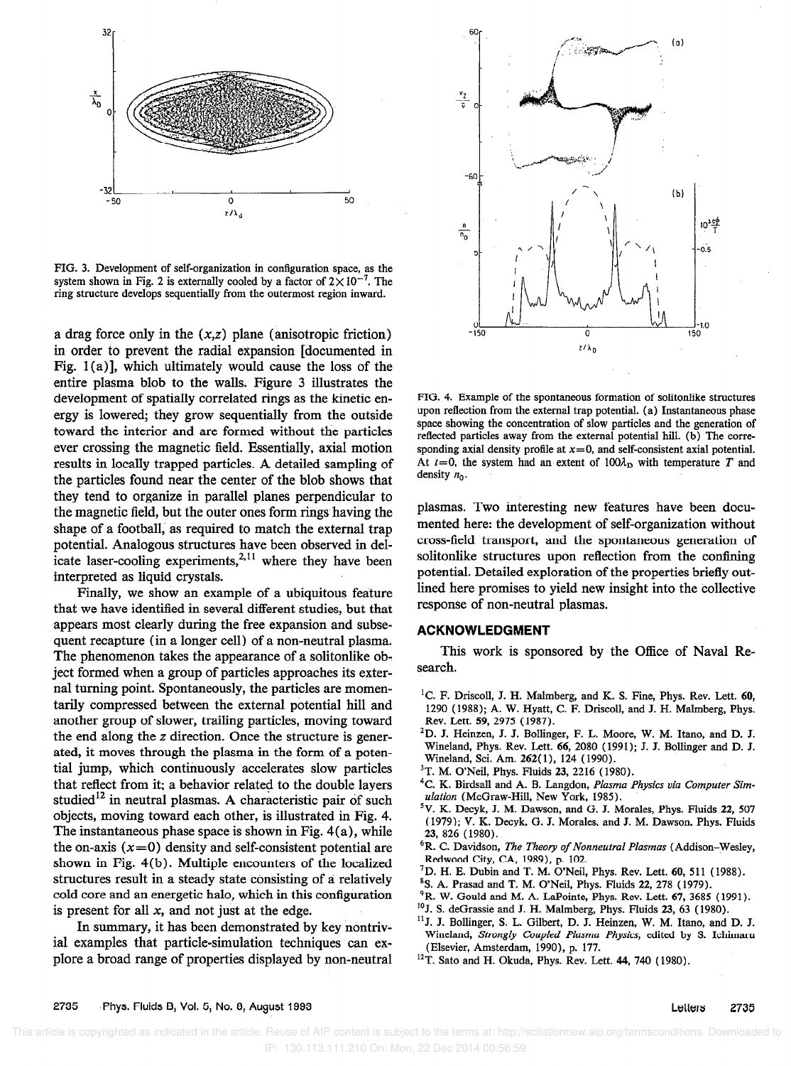32

$\frac{x}{\lambda_D}$ 0

-32

-50 0 50

$z/\lambda_d$

FIG. 3. Development of self-organization in configuration space, as the system shown in Fig. 2 is externally cooled by a factor of $2\times10^{-7}$. The ring structure develops sequentially from the outermost region inward.

60

(a)

$\frac{v_z}{\bar{v}}$ 0

-60

(b)

$\frac{n}{n_0}$

$10^3\frac{e\phi}{T}$

-0.5

-1.0

-150 0 150

$z/\lambda_D$

FIG. 4. Example of the spontaneous formation of solitonlike structures upon reflection from the external trap potential. (a) Instantaneous phase space showing the concentration of slow particles and the generation of reflected particles away from the external potential hill. (b) The corresponding axial density profile at $x=0$, and self-consistent axial potential. At $t=0$, the system had an extent of $100\lambda_D$ with temperature $T$ and density $n_0$.

a drag force only in the $(x,z)$ plane (anisotropic friction) in order to prevent the radial expansion [documented in Fig. 1(a)], which ultimately would cause the loss of the entire plasma blob to the walls. Figure 3 illustrates the development of spatially correlated rings as the kinetic energy is lowered; they grow sequentially from the outside toward the interior and are formed without the particles ever crossing the magnetic field. Essentially, axial motion results in locally trapped particles. A detailed sampling of the particles found near the center of the blob shows that they tend to organize in parallel planes perpendicular to the magnetic field, but the outer ones form rings having the shape of a football, as required to match the external trap potential. Analogous structures have been observed in delicate laser-cooling experiments,[2,11] where they have been interpreted as liquid crystals.

Finally, we show an example of a ubiquitous feature that we have identified in several different studies, but that appears most clearly during the free expansion and subsequent recapture (in a longer cell) of a non-neutral plasma. The phenomenon takes the appearance of a solitonlike object formed when a group of particles approaches its external turning point. Spontaneously, the particles are momentarily compressed between the external potential hill and another group of slower, trailing particles, moving toward the end along the $z$ direction. Once the structure is generated, it moves through the plasma in the form of a potential jump, which continuously accelerates slow particles that reflect from it; a behavior related to the double layers studied[12] in neutral plasmas. A characteristic pair of such objects, moving toward each other, is illustrated in Fig. 4. The instantaneous phase space is shown in Fig. 4(a), while the on-axis ($x=0$) density and self-consistent potential are shown in Fig. 4(b). Multiple encounters of the localized structures result in a steady state consisting of a relatively cold core and an energetic halo, which in this configuration is present for all $x$, and not just at the edge.

In summary, it has been demonstrated by key nontrivial examples that particle-simulation techniques can explore a broad range of properties displayed by non-neutral plasmas. Two interesting new features have been documented here: the development of self-organization without cross-field transport, and the spontaneous generation of solitonlike structures upon reflection from the confining potential. Detailed exploration of the properties briefly outlined here promises to yield new insight into the collective response of non-neutral plasmas.

## ACKNOWLEDGMENT

This work is sponsored by the Office of Naval Research.

[1] C. F. Driscoll, J. H. Malmberg, and K. S. Fine, Phys. Rev. Lett. **60**, 1290 (1988); A. W. Hyatt, C. F. Driscoll, and J. H. Malmberg, Phys. Rev. Lett. **59**, 2975 (1987).

[2] D. J. Heinzen, J. J. Bollinger, F. L. Moore, W. M. Itano, and D. J. Wineland, Phys. Rev. Lett. **66**, 2080 (1991); J. J. Bollinger and D. J. Wineland, Sci. Am. **262**(1), 124 (1990).

[3] T. M. O'Neil, Phys. Fluids **23**, 2216 (1980).

[4] C. K. Birdsall and A. B. Langdon, *Plasma Physics via Computer Simulation* (McGraw-Hill, New York, 1985).

[5] V. K. Decyk, J. M. Dawson, and G. J. Morales, Phys. Fluids **22**, 507 (1979); V. K. Decyk, G. J. Morales, and J. M. Dawson, Phys. Fluids **23**, 826 (1980).

[6] R. C. Davidson, *The Theory of Nonneutral Plasmas* (Addison–Wesley, Redwood City, CA, 1989), p. 102.

[7] D. H. E. Dubin and T. M. O'Neil, Phys. Rev. Lett. **60**, 511 (1988).

[8] S. A. Prasad and T. M. O'Neil, Phys. Fluids **22**, 278 (1979).

[9] R. W. Gould and M. A. LaPointe, Phys. Rev. Lett. **67**, 3685 (1991).

[10] J. S. deGrassie and J. H. Malmberg, Phys. Fluids **23**, 63 (1980).

[11] J. J. Bollinger, S. L. Gilbert, D. J. Heinzen, W. M. Itano, and D. J. Wineland, *Strongly Coupled Plasma Physics*, edited by S. Ichimaru (Elsevier, Amsterdam, 1990), p. 177.

[12] T. Sato and H. Okuda, Phys. Rev. Lett. **44**, 740 (1980).